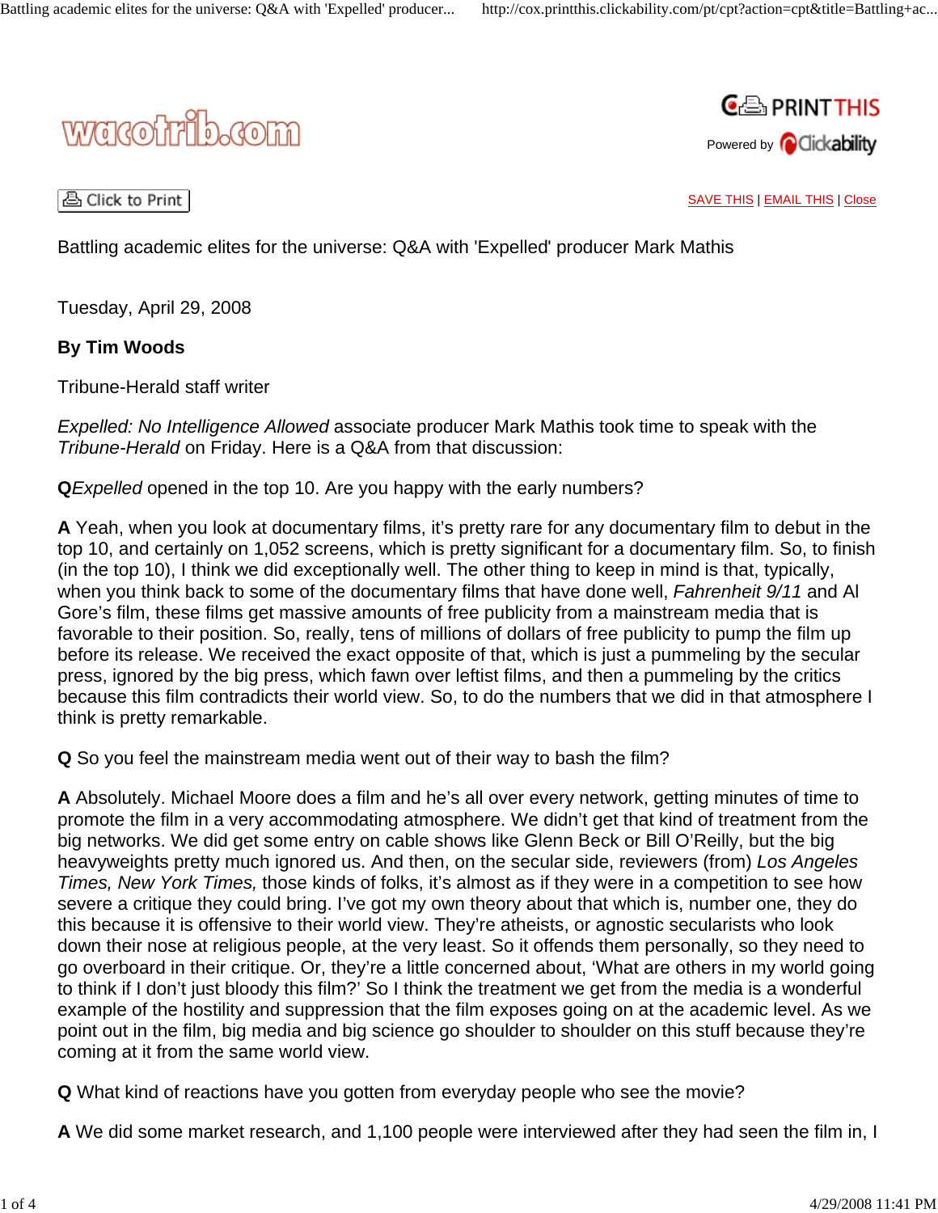wacotrib.com

Battling academic elites for the universe: Q&A with 'Expelled' producer Mark Mathis

Tuesday, April 29, 2008

**By Tim Woods**

Tribune-Herald staff writer

*Expelled: No Intelligence Allowed* associate producer Mark Mathis took time to speak with the *Tribune-Herald* on Friday. Here is a Q&A from that discussion:

**Q** *Expelled* opened in the top 10. Are you happy with the early numbers?

**A** Yeah, when you look at documentary films, it's pretty rare for any documentary film to debut in the top 10, and certainly on 1,052 screens, which is pretty significant for a documentary film. So, to finish (in the top 10), I think we did exceptionally well. The other thing to keep in mind is that, typically, when you think back to some of the documentary films that have done well, *Fahrenheit 9/11* and Al Gore's film, these films get massive amounts of free publicity from a mainstream media that is favorable to their position. So, really, tens of millions of dollars of free publicity to pump the film up before its release. We received the exact opposite of that, which is just a pummeling by the secular press, ignored by the big press, which fawn over leftist films, and then a pummeling by the critics because this film contradicts their world view. So, to do the numbers that we did in that atmosphere I think is pretty remarkable.

**Q** So you feel the mainstream media went out of their way to bash the film?

**A** Absolutely. Michael Moore does a film and he's all over every network, getting minutes of time to promote the film in a very accommodating atmosphere. We didn't get that kind of treatment from the big networks. We did get some entry on cable shows like Glenn Beck or Bill O'Reilly, but the big heavyweights pretty much ignored us. And then, on the secular side, reviewers (from) *Los Angeles Times, New York Times,* those kinds of folks, it's almost as if they were in a competition to see how severe a critique they could bring. I've got my own theory about that which is, number one, they do this because it is offensive to their world view. They're atheists, or agnostic secularists who look down their nose at religious people, at the very least. So it offends them personally, so they need to go overboard in their critique. Or, they're a little concerned about, 'What are others in my world going to think if I don't just bloody this film?' So I think the treatment we get from the media is a wonderful example of the hostility and suppression that the film exposes going on at the academic level. As we point out in the film, big media and big science go shoulder to shoulder on this stuff because they're coming at it from the same world view.

**Q** What kind of reactions have you gotten from everyday people who see the movie?

**A** We did some market research, and 1,100 people were interviewed after they had seen the film in, I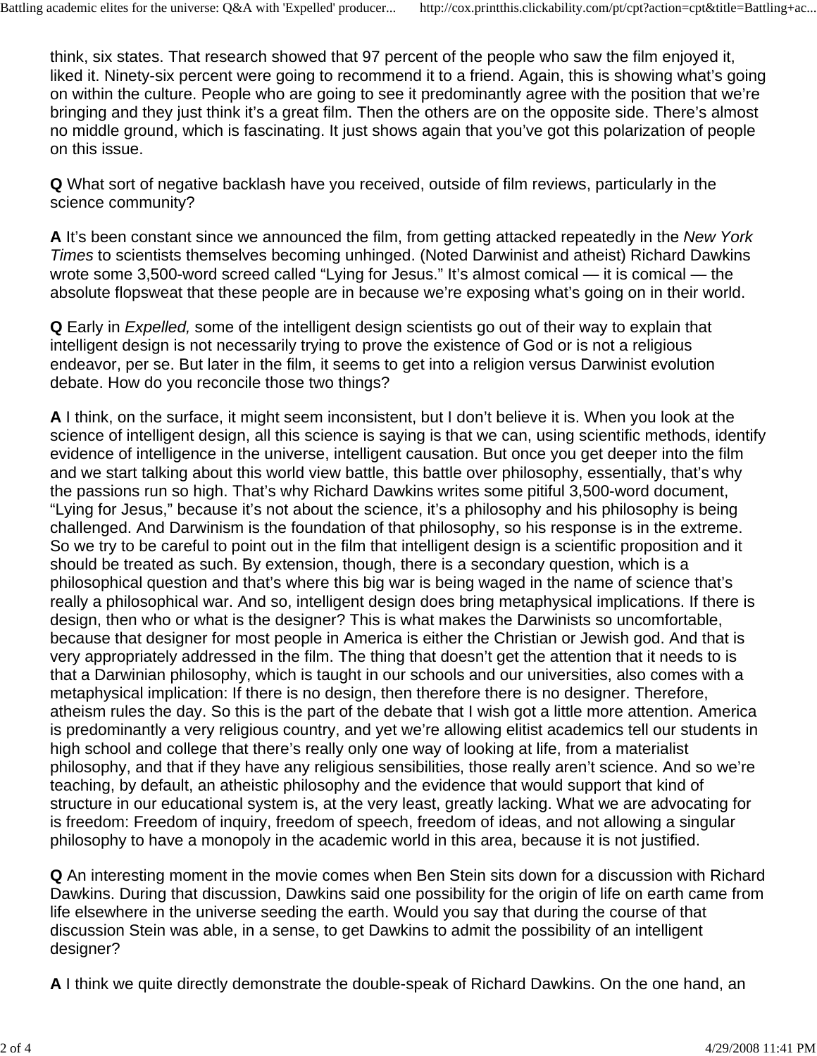think, six states. That research showed that 97 percent of the people who saw the film enjoyed it, liked it. Ninety-six percent were going to recommend it to a friend. Again, this is showing what's going on within the culture. People who are going to see it predominantly agree with the position that we're bringing and they just think it's a great film. Then the others are on the opposite side. There's almost no middle ground, which is fascinating. It just shows again that you've got this polarization of people on this issue.

**Q** What sort of negative backlash have you received, outside of film reviews, particularly in the science community?

**A** It's been constant since we announced the film, from getting attacked repeatedly in the *New York Times* to scientists themselves becoming unhinged. (Noted Darwinist and atheist) Richard Dawkins wrote some 3,500-word screed called "Lying for Jesus." It's almost comical — it is comical — the absolute flopsweat that these people are in because we're exposing what's going on in their world.

**Q** Early in *Expelled,* some of the intelligent design scientists go out of their way to explain that intelligent design is not necessarily trying to prove the existence of God or is not a religious endeavor, per se. But later in the film, it seems to get into a religion versus Darwinist evolution debate. How do you reconcile those two things?

**A** I think, on the surface, it might seem inconsistent, but I don't believe it is. When you look at the science of intelligent design, all this science is saying is that we can, using scientific methods, identify evidence of intelligence in the universe, intelligent causation. But once you get deeper into the film and we start talking about this world view battle, this battle over philosophy, essentially, that's why the passions run so high. That's why Richard Dawkins writes some pitiful 3,500-word document, "Lying for Jesus," because it's not about the science, it's a philosophy and his philosophy is being challenged. And Darwinism is the foundation of that philosophy, so his response is in the extreme. So we try to be careful to point out in the film that intelligent design is a scientific proposition and it should be treated as such. By extension, though, there is a secondary question, which is a philosophical question and that's where this big war is being waged in the name of science that's really a philosophical war. And so, intelligent design does bring metaphysical implications. If there is design, then who or what is the designer? This is what makes the Darwinists so uncomfortable, because that designer for most people in America is either the Christian or Jewish god. And that is very appropriately addressed in the film. The thing that doesn't get the attention that it needs to is that a Darwinian philosophy, which is taught in our schools and our universities, also comes with a metaphysical implication: If there is no design, then therefore there is no designer. Therefore, atheism rules the day. So this is the part of the debate that I wish got a little more attention. America is predominantly a very religious country, and yet we're allowing elitist academics tell our students in high school and college that there's really only one way of looking at life, from a materialist philosophy, and that if they have any religious sensibilities, those really aren't science. And so we're teaching, by default, an atheistic philosophy and the evidence that would support that kind of structure in our educational system is, at the very least, greatly lacking. What we are advocating for is freedom: Freedom of inquiry, freedom of speech, freedom of ideas, and not allowing a singular philosophy to have a monopoly in the academic world in this area, because it is not justified.

**Q** An interesting moment in the movie comes when Ben Stein sits down for a discussion with Richard Dawkins. During that discussion, Dawkins said one possibility for the origin of life on earth came from life elsewhere in the universe seeding the earth. Would you say that during the course of that discussion Stein was able, in a sense, to get Dawkins to admit the possibility of an intelligent designer?

**A** I think we quite directly demonstrate the double-speak of Richard Dawkins. On the one hand, an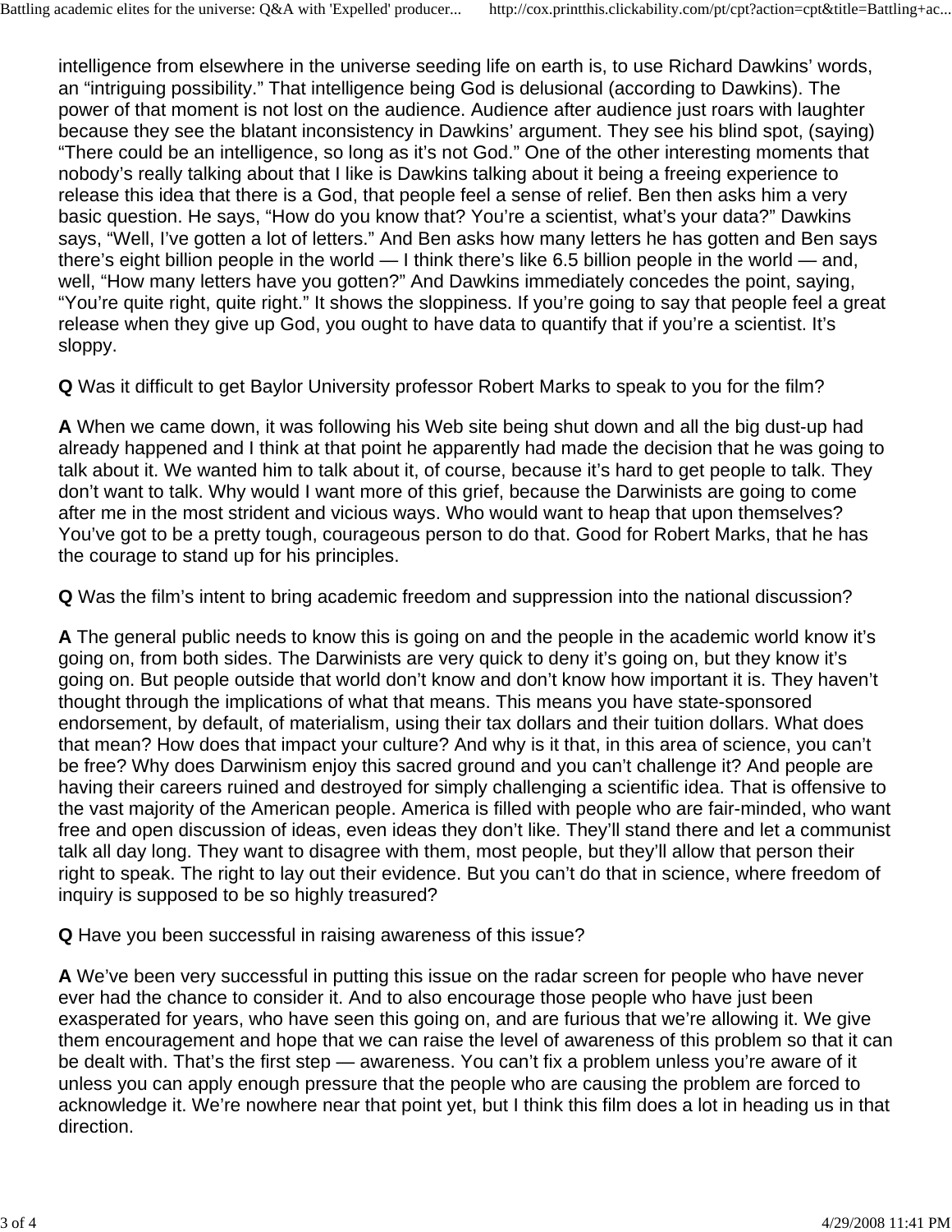intelligence from elsewhere in the universe seeding life on earth is, to use Richard Dawkins' words, an "intriguing possibility." That intelligence being God is delusional (according to Dawkins). The power of that moment is not lost on the audience. Audience after audience just roars with laughter because they see the blatant inconsistency in Dawkins' argument. They see his blind spot, (saying) "There could be an intelligence, so long as it's not God." One of the other interesting moments that nobody's really talking about that I like is Dawkins talking about it being a freeing experience to release this idea that there is a God, that people feel a sense of relief. Ben then asks him a very basic question. He says, "How do you know that? You're a scientist, what's your data?" Dawkins says, "Well, I've gotten a lot of letters." And Ben asks how many letters he has gotten and Ben says there's eight billion people in the world — I think there's like 6.5 billion people in the world — and, well, "How many letters have you gotten?" And Dawkins immediately concedes the point, saying, "You're quite right, quite right." It shows the sloppiness. If you're going to say that people feel a great release when they give up God, you ought to have data to quantify that if you're a scientist. It's sloppy.

**Q** Was it difficult to get Baylor University professor Robert Marks to speak to you for the film?

**A** When we came down, it was following his Web site being shut down and all the big dust-up had already happened and I think at that point he apparently had made the decision that he was going to talk about it. We wanted him to talk about it, of course, because it's hard to get people to talk. They don't want to talk. Why would I want more of this grief, because the Darwinists are going to come after me in the most strident and vicious ways. Who would want to heap that upon themselves? You've got to be a pretty tough, courageous person to do that. Good for Robert Marks, that he has the courage to stand up for his principles.

**Q** Was the film's intent to bring academic freedom and suppression into the national discussion?

**A** The general public needs to know this is going on and the people in the academic world know it's going on, from both sides. The Darwinists are very quick to deny it's going on, but they know it's going on. But people outside that world don't know and don't know how important it is. They haven't thought through the implications of what that means. This means you have state-sponsored endorsement, by default, of materialism, using their tax dollars and their tuition dollars. What does that mean? How does that impact your culture? And why is it that, in this area of science, you can't be free? Why does Darwinism enjoy this sacred ground and you can't challenge it? And people are having their careers ruined and destroyed for simply challenging a scientific idea. That is offensive to the vast majority of the American people. America is filled with people who are fair-minded, who want free and open discussion of ideas, even ideas they don't like. They'll stand there and let a communist talk all day long. They want to disagree with them, most people, but they'll allow that person their right to speak. The right to lay out their evidence. But you can't do that in science, where freedom of inquiry is supposed to be so highly treasured?

**Q** Have you been successful in raising awareness of this issue?

**A** We've been very successful in putting this issue on the radar screen for people who have never ever had the chance to consider it. And to also encourage those people who have just been exasperated for years, who have seen this going on, and are furious that we're allowing it. We give them encouragement and hope that we can raise the level of awareness of this problem so that it can be dealt with. That's the first step — awareness. You can't fix a problem unless you're aware of it unless you can apply enough pressure that the people who are causing the problem are forced to acknowledge it. We're nowhere near that point yet, but I think this film does a lot in heading us in that direction.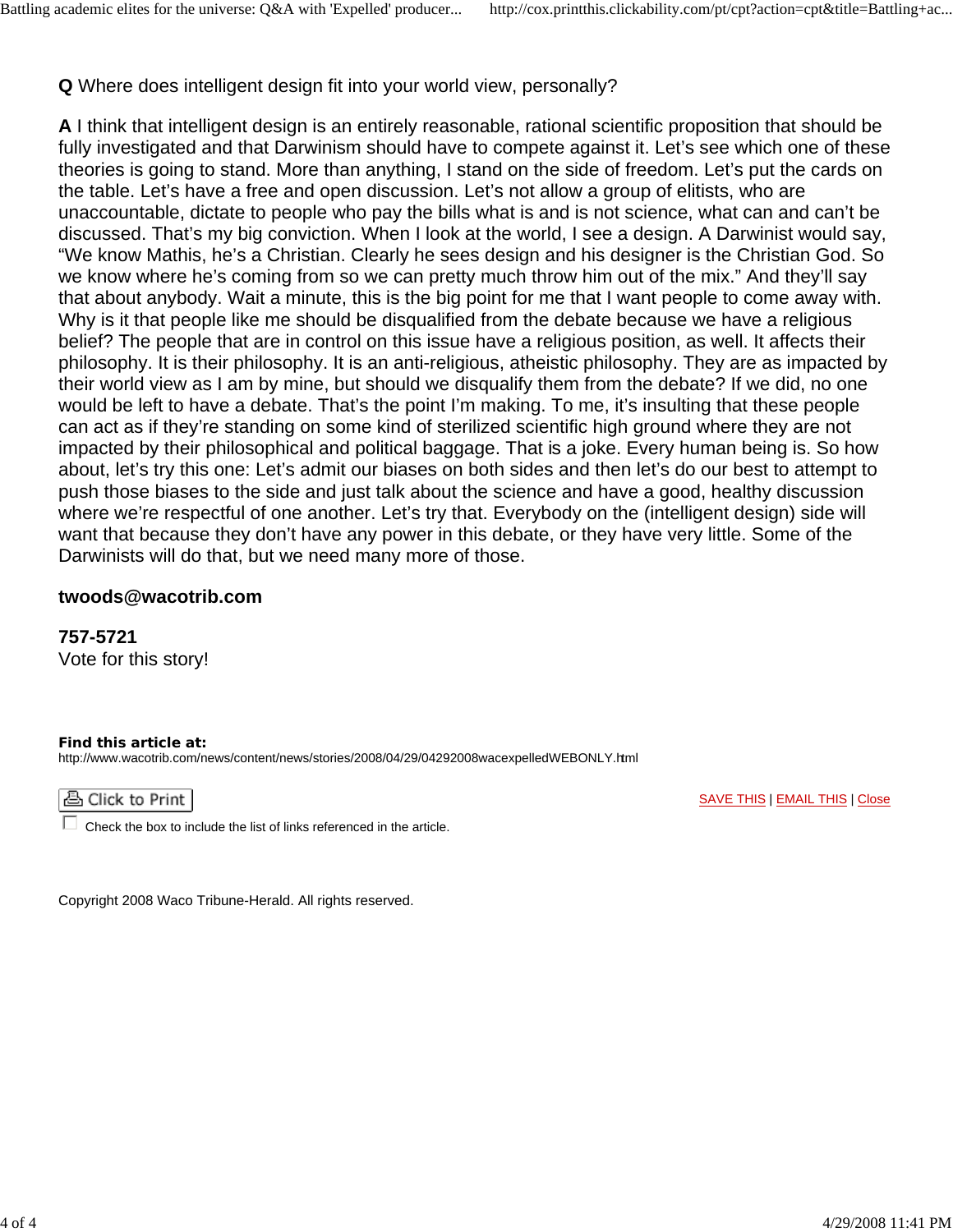**Q** Where does intelligent design fit into your world view, personally?

**A** I think that intelligent design is an entirely reasonable, rational scientific proposition that should be fully investigated and that Darwinism should have to compete against it. Let's see which one of these theories is going to stand. More than anything, I stand on the side of freedom. Let's put the cards on the table. Let's have a free and open discussion. Let's not allow a group of elitists, who are unaccountable, dictate to people who pay the bills what is and is not science, what can and can't be discussed. That's my big conviction. When I look at the world, I see a design. A Darwinist would say, "We know Mathis, he's a Christian. Clearly he sees design and his designer is the Christian God. So we know where he's coming from so we can pretty much throw him out of the mix." And they'll say that about anybody. Wait a minute, this is the big point for me that I want people to come away with. Why is it that people like me should be disqualified from the debate because we have a religious belief? The people that are in control on this issue have a religious position, as well. It affects their philosophy. It is their philosophy. It is an anti-religious, atheistic philosophy. They are as impacted by their world view as I am by mine, but should we disqualify them from the debate? If we did, no one would be left to have a debate. That's the point I'm making. To me, it's insulting that these people can act as if they're standing on some kind of sterilized scientific high ground where they are not impacted by their philosophical and political baggage. That is a joke. Every human being is. So how about, let's try this one: Let's admit our biases on both sides and then let's do our best to attempt to push those biases to the side and just talk about the science and have a good, healthy discussion where we're respectful of one another. Let's try that. Everybody on the (intelligent design) side will want that because they don't have any power in this debate, or they have very little. Some of the Darwinists will do that, but we need many more of those.

**twoods@wacotrib.com**

**757-5721**
Vote for this story!

**Find this article at:**
http://www.wacotrib.com/news/content/news/stories/2008/04/29/04292008wacexpelledWEBONLY.html

Click to Print

SAVE THIS | EMAIL THIS | Close

☐ Check the box to include the list of links referenced in the article.

Copyright 2008 Waco Tribune-Herald. All rights reserved.